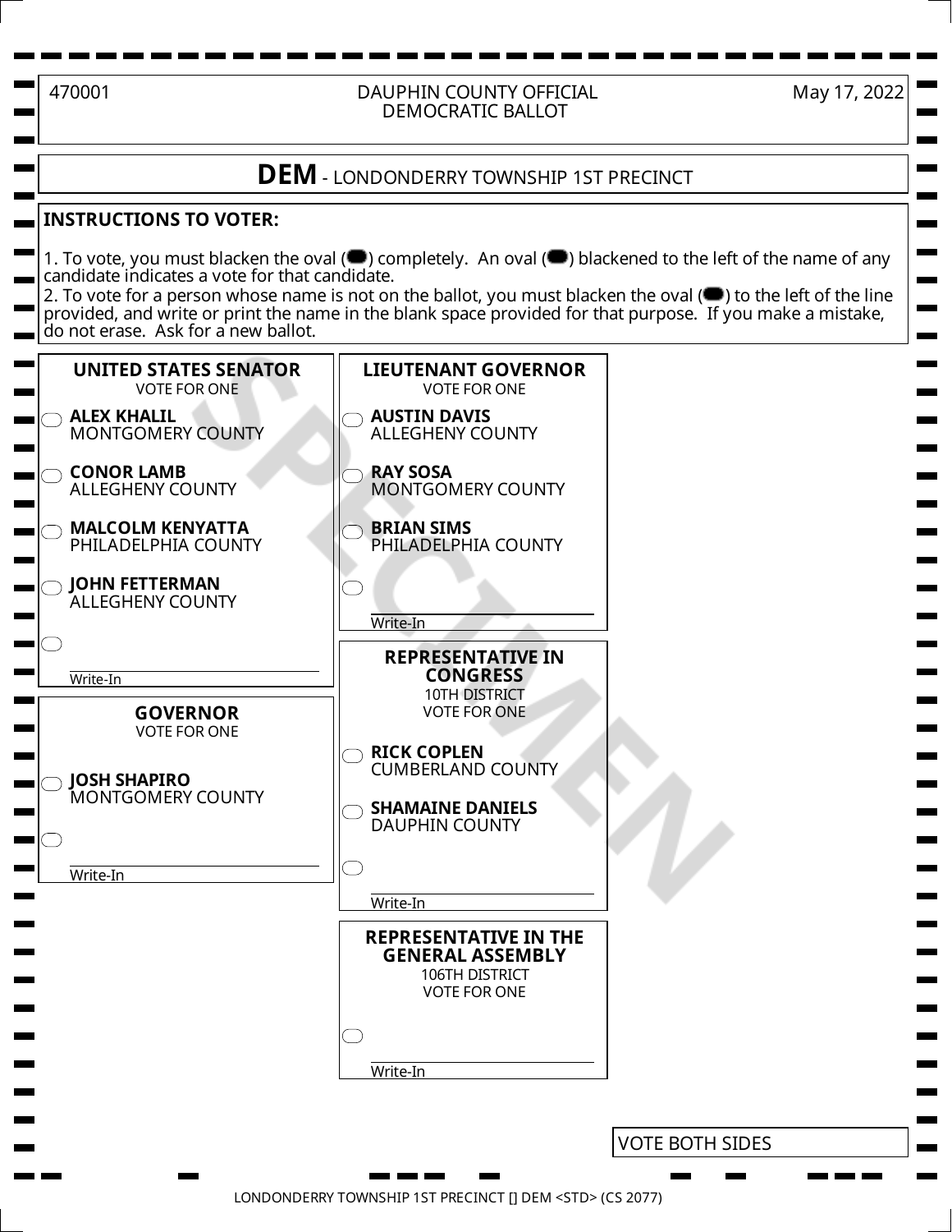470001

DAUPHIN COUNTY OFFICIAL
DEMOCRATIC BALLOT

May 17, 2022

# DEM - LONDONDERRY TOWNSHIP 1ST PRECINCT

**INSTRUCTIONS TO VOTER:**

1. To vote, you must blacken the oval (⬬) completely. An oval (⬬) blackened to the left of the name of any candidate indicates a vote for that candidate.
2. To vote for a person whose name is not on the ballot, you must blacken the oval (⬬) to the left of the line provided, and write or print the name in the blank space provided for that purpose. If you make a mistake, do not erase. Ask for a new ballot.

## UNITED STATES SENATOR
VOTE FOR ONE

- ⬭ **ALEX KHALIL** MONTGOMERY COUNTY
- ⬭ **CONOR LAMB** ALLEGHENY COUNTY
- ⬭ **MALCOLM KENYATTA** PHILADELPHIA COUNTY
- ⬭ **JOHN FETTERMAN** ALLEGHENY COUNTY
- ⬭ ____________ Write-In

## GOVERNOR
VOTE FOR ONE

- ⬭ **JOSH SHAPIRO** MONTGOMERY COUNTY
- ⬭ ____________ Write-In

## LIEUTENANT GOVERNOR
VOTE FOR ONE

- ⬭ **AUSTIN DAVIS** ALLEGHENY COUNTY
- ⬭ **RAY SOSA** MONTGOMERY COUNTY
- ⬭ **BRIAN SIMS** PHILADELPHIA COUNTY
- ⬭ ____________ Write-In

## REPRESENTATIVE IN CONGRESS
10TH DISTRICT
VOTE FOR ONE

- ⬭ **RICK COPLEN** CUMBERLAND COUNTY
- ⬭ **SHAMAINE DANIELS** DAUPHIN COUNTY
- ⬭ ____________ Write-In

## REPRESENTATIVE IN THE GENERAL ASSEMBLY
106TH DISTRICT
VOTE FOR ONE

- ⬭ ____________ Write-In

VOTE BOTH SIDES

LONDONDERRY TOWNSHIP 1ST PRECINCT [] DEM <STD> (CS 2077)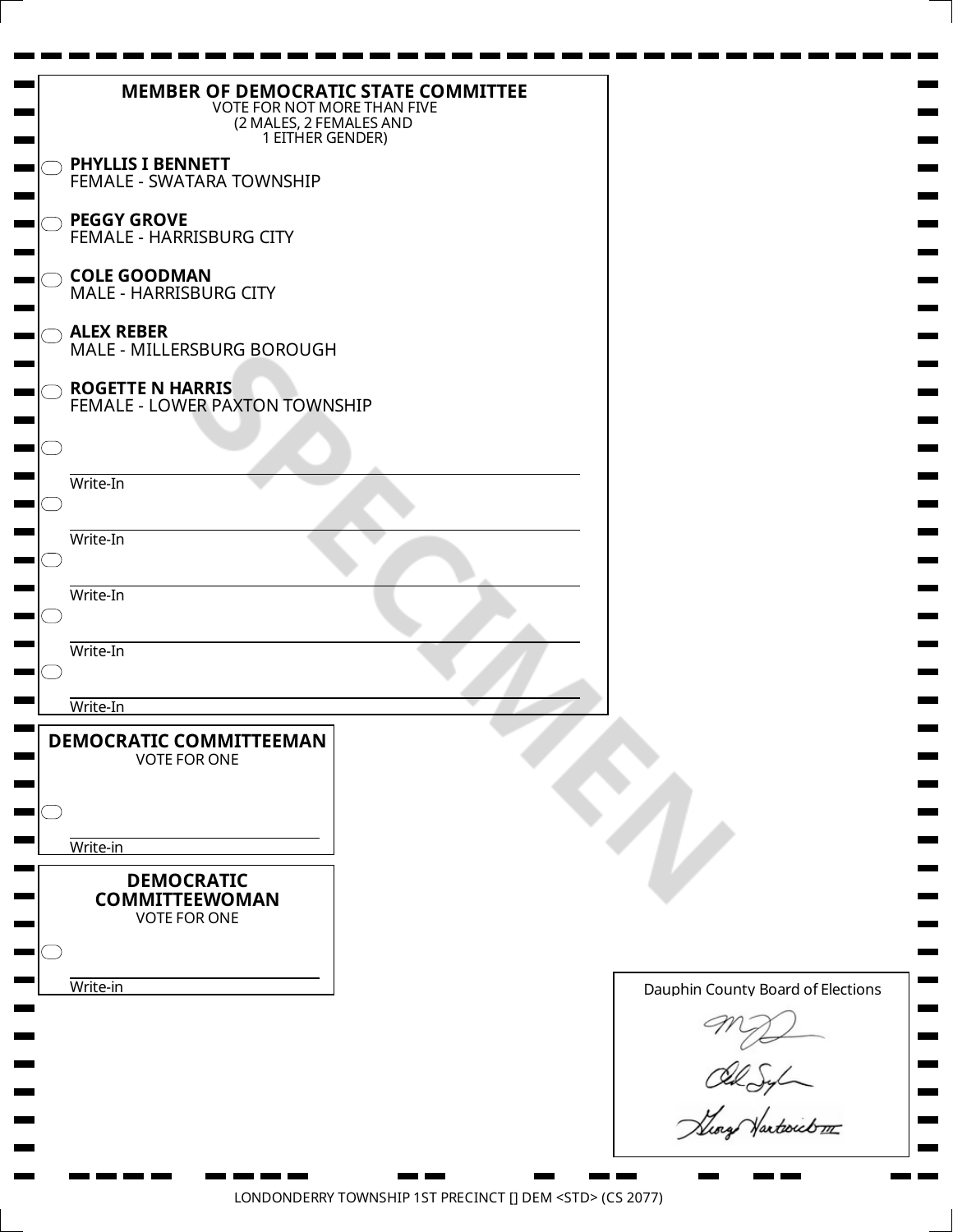## MEMBER OF DEMOCRATIC STATE COMMITTEE

VOTE FOR NOT MORE THAN FIVE
(2 MALES, 2 FEMALES AND
1 EITHER GENDER)

- **PHYLLIS I BENNETT**
  FEMALE - SWATARA TOWNSHIP
- **PEGGY GROVE**
  FEMALE - HARRISBURG CITY
- **COLE GOODMAN**
  MALE - HARRISBURG CITY
- **ALEX REBER**
  MALE - MILLERSBURG BOROUGH
- **ROGETTE N HARRIS**
  FEMALE - LOWER PAXTON TOWNSHIP
- Write-In
- Write-In
- Write-In
- Write-In
- Write-In

## DEMOCRATIC COMMITTEEMAN

VOTE FOR ONE

- Write-in

## DEMOCRATIC COMMITTEEWOMAN

VOTE FOR ONE

- Write-in

Dauphin County Board of Elections

SPECIMEN

LONDONDERRY TOWNSHIP 1ST PRECINCT [] DEM <STD> (CS 2077)